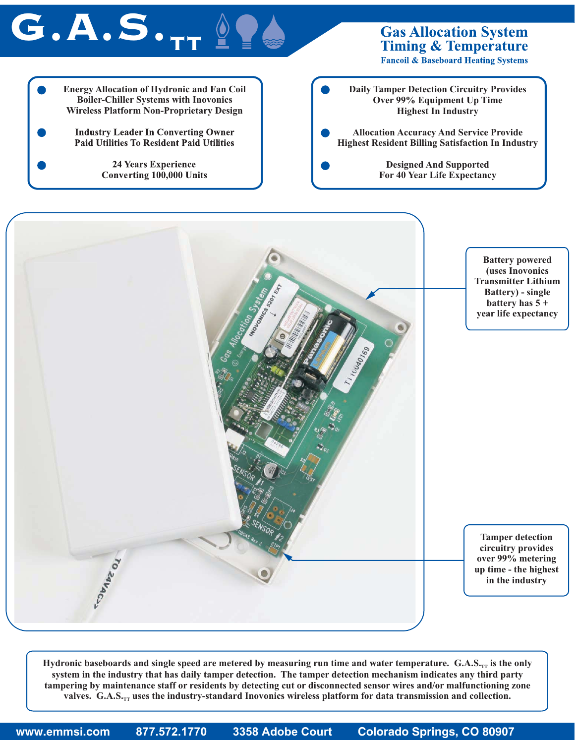# G.A.S.$_{TT}$

## Gas Allocation System Timing & Temperature

### Fancoil & Baseboard Heating Systems

- Energy Allocation of Hydronic and Fan Coil Boiler-Chiller Systems with Inovonics Wireless Platform Non-Proprietary Design
- Industry Leader In Converting Owner Paid Utilities To Resident Paid Utilities
- 24 Years Experience Converting 100,000 Units

- Daily Tamper Detection Circuitry Provides Over 99% Equipment Up Time Highest In Industry
- Allocation Accuracy And Service Provide Highest Resident Billing Satisfaction In Industry
- Designed And Supported For 40 Year Life Expectancy

Battery powered (uses Inovonics Transmitter Lithium Battery) - single battery has 5 + year life expectancy

Tamper detection circuitry provides over 99% metering up time - the highest in the industry

Hydronic baseboards and single speed are metered by measuring run time and water temperature. G.A.S.$_{TT}$ is the only system in the industry that has daily tamper detection. The tamper detection mechanism indicates any third party tampering by maintenance staff or residents by detecting cut or disconnected sensor wires and/or malfunctioning zone valves. G.A.S.$_{TT}$ uses the industry-standard Inovonics wireless platform for data transmission and collection.

www.emmsi.com 877.572.1770 3358 Adobe Court Colorado Springs, CO 80907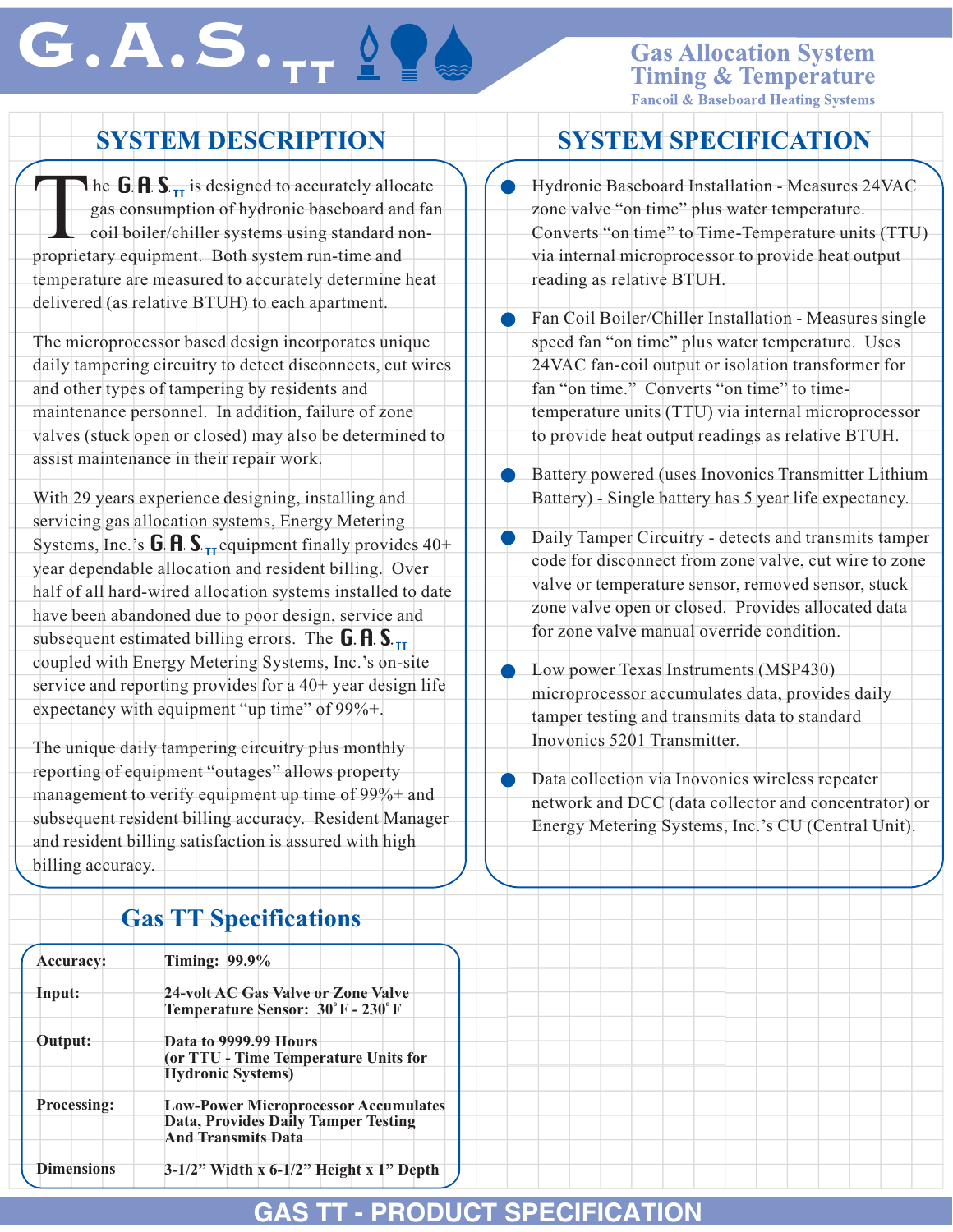# G.A.S.TT

## Gas Allocation System Timing & Temperature

Fancoil & Baseboard Heating Systems

## SYSTEM DESCRIPTION

The G.A.S.TT is designed to accurately allocate gas consumption of hydronic baseboard and fan coil boiler/chiller systems using standard non-proprietary equipment. Both system run-time and temperature are measured to accurately determine heat delivered (as relative BTUH) to each apartment.

The microprocessor based design incorporates unique daily tampering circuitry to detect disconnects, cut wires and other types of tampering by residents and maintenance personnel. In addition, failure of zone valves (stuck open or closed) may also be determined to assist maintenance in their repair work.

With 29 years experience designing, installing and servicing gas allocation systems, Energy Metering Systems, Inc.'s G.A.S.TT equipment finally provides 40+ year dependable allocation and resident billing. Over half of all hard-wired allocation systems installed to date have been abandoned due to poor design, service and subsequent estimated billing errors. The G.A.S.TT coupled with Energy Metering Systems, Inc.'s on-site service and reporting provides for a 40+ year design life expectancy with equipment "up time" of 99%+.

The unique daily tampering circuitry plus monthly reporting of equipment "outages" allows property management to verify equipment up time of 99%+ and subsequent resident billing accuracy. Resident Manager and resident billing satisfaction is assured with high billing accuracy.

## SYSTEM SPECIFICATION

- Hydronic Baseboard Installation - Measures 24VAC zone valve "on time" plus water temperature. Converts "on time" to Time-Temperature units (TTU) via internal microprocessor to provide heat output reading as relative BTUH.
- Fan Coil Boiler/Chiller Installation - Measures single speed fan "on time" plus water temperature. Uses 24VAC fan-coil output or isolation transformer for fan "on time." Converts "on time" to time-temperature units (TTU) via internal microprocessor to provide heat output readings as relative BTUH.
- Battery powered (uses Inovonics Transmitter Lithium Battery) - Single battery has 5 year life expectancy.
- Daily Tamper Circuitry - detects and transmits tamper code for disconnect from zone valve, cut wire to zone valve or temperature sensor, removed sensor, stuck zone valve open or closed. Provides allocated data for zone valve manual override condition.
- Low power Texas Instruments (MSP430) microprocessor accumulates data, provides daily tamper testing and transmits data to standard Inovonics 5201 Transmitter.
- Data collection via Inovonics wireless repeater network and DCC (data collector and concentrator) or Energy Metering Systems, Inc.'s CU (Central Unit).

## Gas TT Specifications

| | |
|---|---|
| **Accuracy:** | **Timing: 99.9%** |
| **Input:** | **24-volt AC Gas Valve or Zone Valve Temperature Sensor: 30°F - 230°F** |
| **Output:** | **Data to 9999.99 Hours (or TTU - Time Temperature Units for Hydronic Systems)** |
| **Processing:** | **Low-Power Microprocessor Accumulates Data, Provides Daily Tamper Testing And Transmits Data** |
| **Dimensions** | **3-1/2" Width x 6-1/2" Height x 1" Depth** |

GAS TT - PRODUCT SPECIFICATION